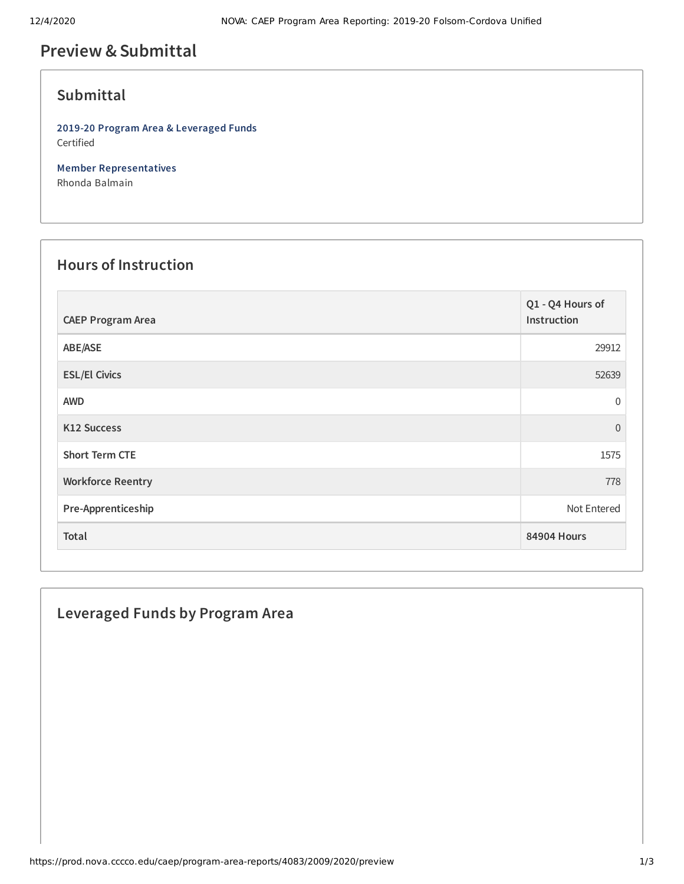# Preview & Submittal

## Submittal

**2019-20 Program Area & Leveraged Funds**
Certified

**Member Representatives**
Rhonda Balmain

## Hours of Instruction

| CAEP Program Area | Q1 - Q4 Hours of Instruction |
|---|---|
| ABE/ASE | 29912 |
| ESL/El Civics | 52639 |
| AWD | 0 |
| K12 Success | 0 |
| Short Term CTE | 1575 |
| Workforce Reentry | 778 |
| Pre-Apprenticeship | Not Entered |
| **Total** | **84904 Hours** |

## Leveraged Funds by Program Area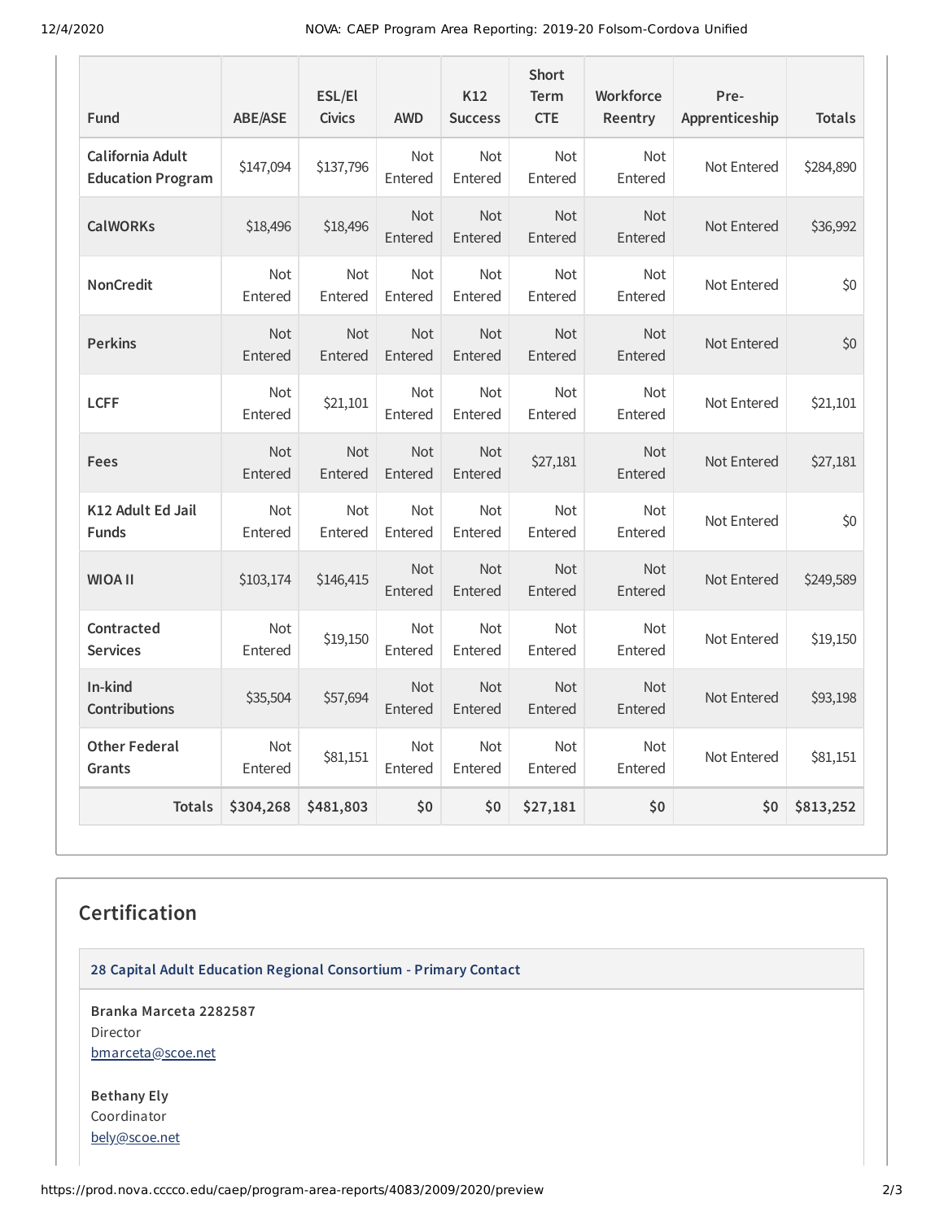| Fund | ABE/ASE | ESL/El Civics | AWD | K12 Success | Short Term CTE | Workforce Reentry | Pre-Apprenticeship | Totals |
| --- | --- | --- | --- | --- | --- | --- | --- | --- |
| California Adult Education Program | $147,094 | $137,796 | Not Entered | Not Entered | Not Entered | Not Entered | Not Entered | $284,890 |
| CalWORKs | $18,496 | $18,496 | Not Entered | Not Entered | Not Entered | Not Entered | Not Entered | $36,992 |
| NonCredit | Not Entered | Not Entered | Not Entered | Not Entered | Not Entered | Not Entered | Not Entered | $0 |
| Perkins | Not Entered | Not Entered | Not Entered | Not Entered | Not Entered | Not Entered | Not Entered | $0 |
| LCFF | Not Entered | $21,101 | Not Entered | Not Entered | Not Entered | Not Entered | Not Entered | $21,101 |
| Fees | Not Entered | Not Entered | Not Entered | Not Entered | $27,181 | Not Entered | Not Entered | $27,181 |
| K12 Adult Ed Jail Funds | Not Entered | Not Entered | Not Entered | Not Entered | Not Entered | Not Entered | Not Entered | $0 |
| WIOA II | $103,174 | $146,415 | Not Entered | Not Entered | Not Entered | Not Entered | Not Entered | $249,589 |
| Contracted Services | Not Entered | $19,150 | Not Entered | Not Entered | Not Entered | Not Entered | Not Entered | $19,150 |
| In-kind Contributions | $35,504 | $57,694 | Not Entered | Not Entered | Not Entered | Not Entered | Not Entered | $93,198 |
| Other Federal Grants | Not Entered | $81,151 | Not Entered | Not Entered | Not Entered | Not Entered | Not Entered | $81,151 |
| **Totals** | **$304,268** | **$481,803** | **$0** | **$0** | **$27,181** | **$0** | **$0** | **$813,252** |

## Certification

**28 Capital Adult Education Regional Consortium - Primary Contact**

**Branka Marceta 2282587**
Director
bmarceta@scoe.net

**Bethany Ely**
Coordinator
bely@scoe.net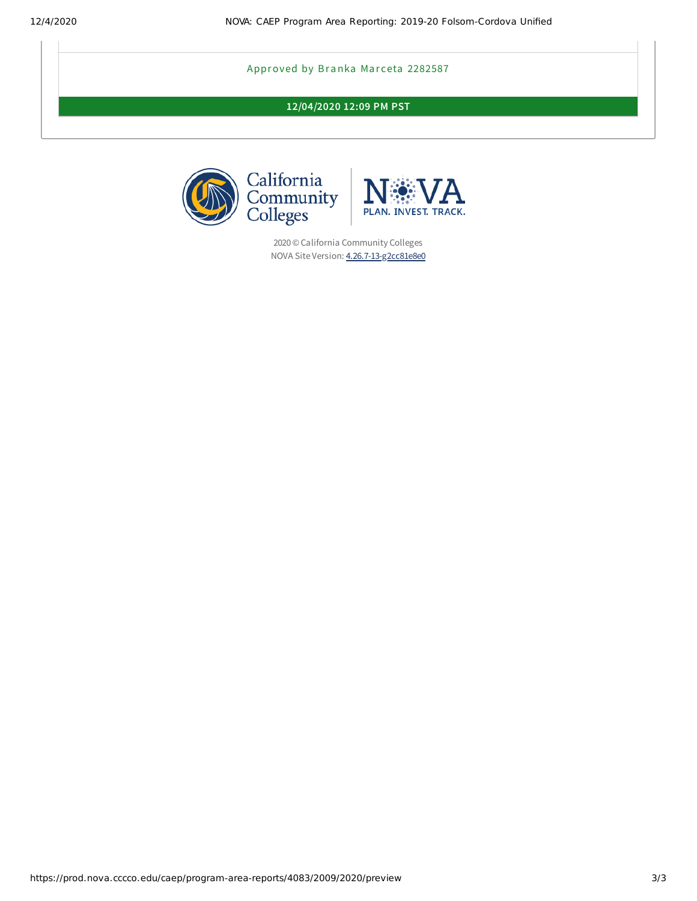Approved by Branka Marceta 2282587

**12/04/2020 12:09 PM PST**

2020 © California Community Colleges
NOVA Site Version: 4.26.7-13-g2cc81e8e0